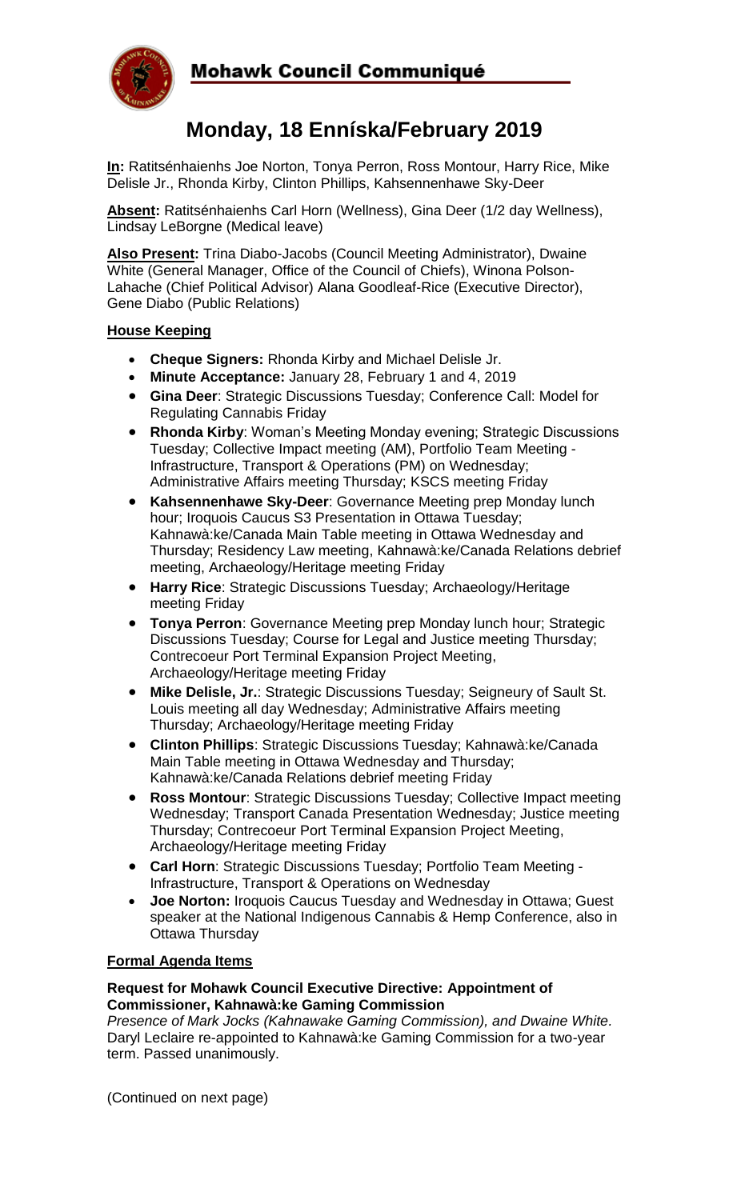# Mohawk Council Communiqué

## Monday, 18 Enníska/February 2019

**In:** Ratitsénhaienhs Joe Norton, Tonya Perron, Ross Montour, Harry Rice, Mike Delisle Jr., Rhonda Kirby, Clinton Phillips, Kahsennenhawe Sky-Deer

**Absent:** Ratitsénhaienhs Carl Horn (Wellness), Gina Deer (1/2 day Wellness), Lindsay LeBorgne (Medical leave)

**Also Present:** Trina Diabo-Jacobs (Council Meeting Administrator), Dwaine White (General Manager, Office of the Council of Chiefs), Winona Polson-Lahache (Chief Political Advisor) Alana Goodleaf-Rice (Executive Director), Gene Diabo (Public Relations)

### House Keeping

- **Cheque Signers:** Rhonda Kirby and Michael Delisle Jr.
- **Minute Acceptance:** January 28, February 1 and 4, 2019
- **Gina Deer**: Strategic Discussions Tuesday; Conference Call: Model for Regulating Cannabis Friday
- **Rhonda Kirby**: Woman's Meeting Monday evening; Strategic Discussions Tuesday; Collective Impact meeting (AM), Portfolio Team Meeting - Infrastructure, Transport & Operations (PM) on Wednesday; Administrative Affairs meeting Thursday; KSCS meeting Friday
- **Kahsennenhawe Sky-Deer**: Governance Meeting prep Monday lunch hour; Iroquois Caucus S3 Presentation in Ottawa Tuesday; Kahnawà:ke/Canada Main Table meeting in Ottawa Wednesday and Thursday; Residency Law meeting, Kahnawà:ke/Canada Relations debrief meeting, Archaeology/Heritage meeting Friday
- **Harry Rice**: Strategic Discussions Tuesday; Archaeology/Heritage meeting Friday
- **Tonya Perron**: Governance Meeting prep Monday lunch hour; Strategic Discussions Tuesday; Course for Legal and Justice meeting Thursday; Contrecoeur Port Terminal Expansion Project Meeting, Archaeology/Heritage meeting Friday
- **Mike Delisle, Jr.**: Strategic Discussions Tuesday; Seigneury of Sault St. Louis meeting all day Wednesday; Administrative Affairs meeting Thursday; Archaeology/Heritage meeting Friday
- **Clinton Phillips**: Strategic Discussions Tuesday; Kahnawà:ke/Canada Main Table meeting in Ottawa Wednesday and Thursday; Kahnawà:ke/Canada Relations debrief meeting Friday
- **Ross Montour**: Strategic Discussions Tuesday; Collective Impact meeting Wednesday; Transport Canada Presentation Wednesday; Justice meeting Thursday; Contrecoeur Port Terminal Expansion Project Meeting, Archaeology/Heritage meeting Friday
- **Carl Horn**: Strategic Discussions Tuesday; Portfolio Team Meeting - Infrastructure, Transport & Operations on Wednesday
- **Joe Norton:** Iroquois Caucus Tuesday and Wednesday in Ottawa; Guest speaker at the National Indigenous Cannabis & Hemp Conference, also in Ottawa Thursday

### Formal Agenda Items

**Request for Mohawk Council Executive Directive: Appointment of Commissioner, Kahnawà:ke Gaming Commission**
*Presence of Mark Jocks (Kahnawake Gaming Commission), and Dwaine White*. Daryl Leclaire re-appointed to Kahnawà:ke Gaming Commission for a two-year term. Passed unanimously.

(Continued on next page)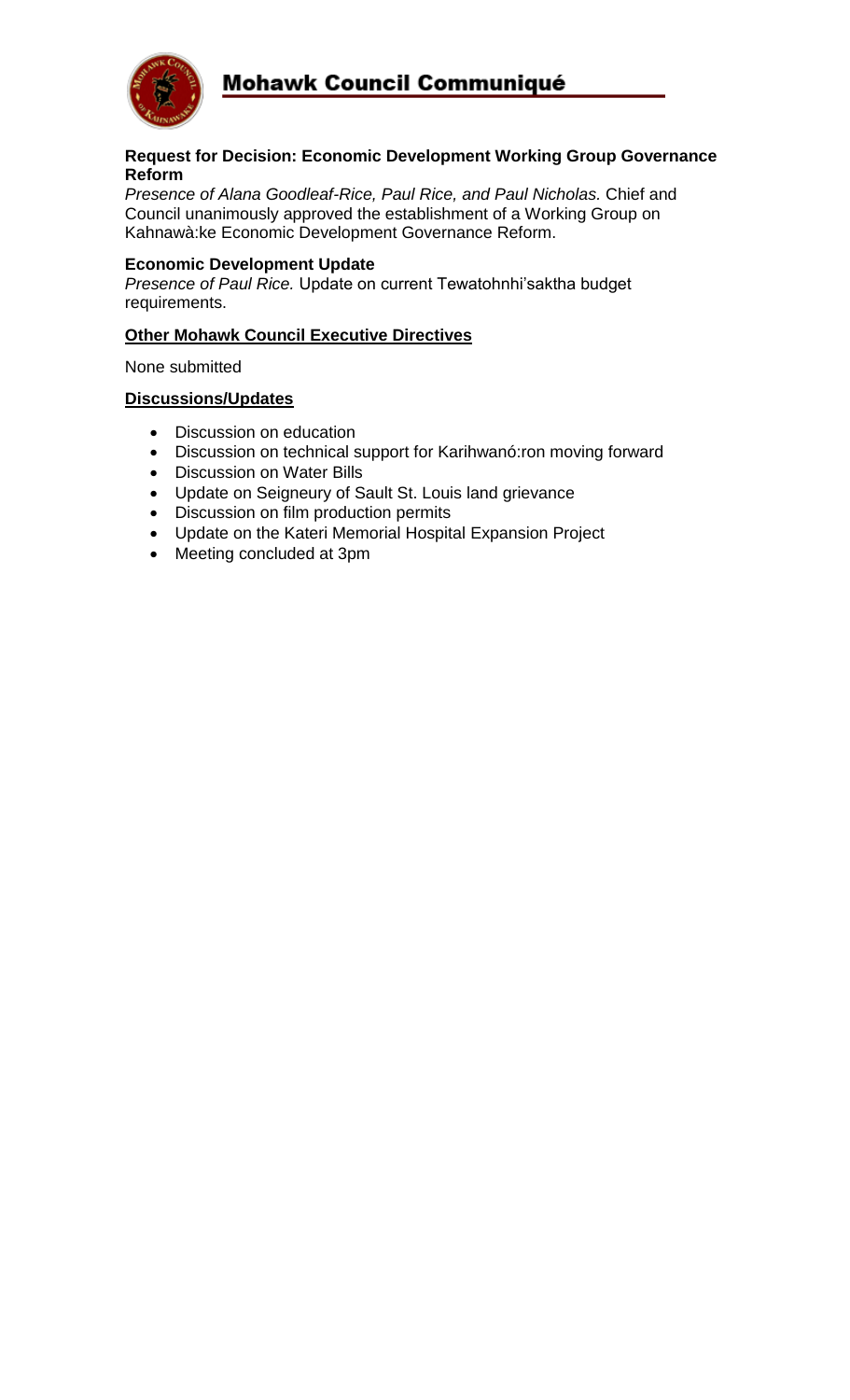**Request for Decision: Economic Development Working Group Governance Reform**

*Presence of Alana Goodleaf-Rice, Paul Rice, and Paul Nicholas.* Chief and Council unanimously approved the establishment of a Working Group on Kahnawà:ke Economic Development Governance Reform.

**Economic Development Update**

*Presence of Paul Rice.* Update on current Tewatohnhi'saktha budget requirements.

**Other Mohawk Council Executive Directives**

None submitted

**Discussions/Updates**

- Discussion on education
- Discussion on technical support for Karihwanó:ron moving forward
- Discussion on Water Bills
- Update on Seigneury of Sault St. Louis land grievance
- Discussion on film production permits
- Update on the Kateri Memorial Hospital Expansion Project
- Meeting concluded at 3pm